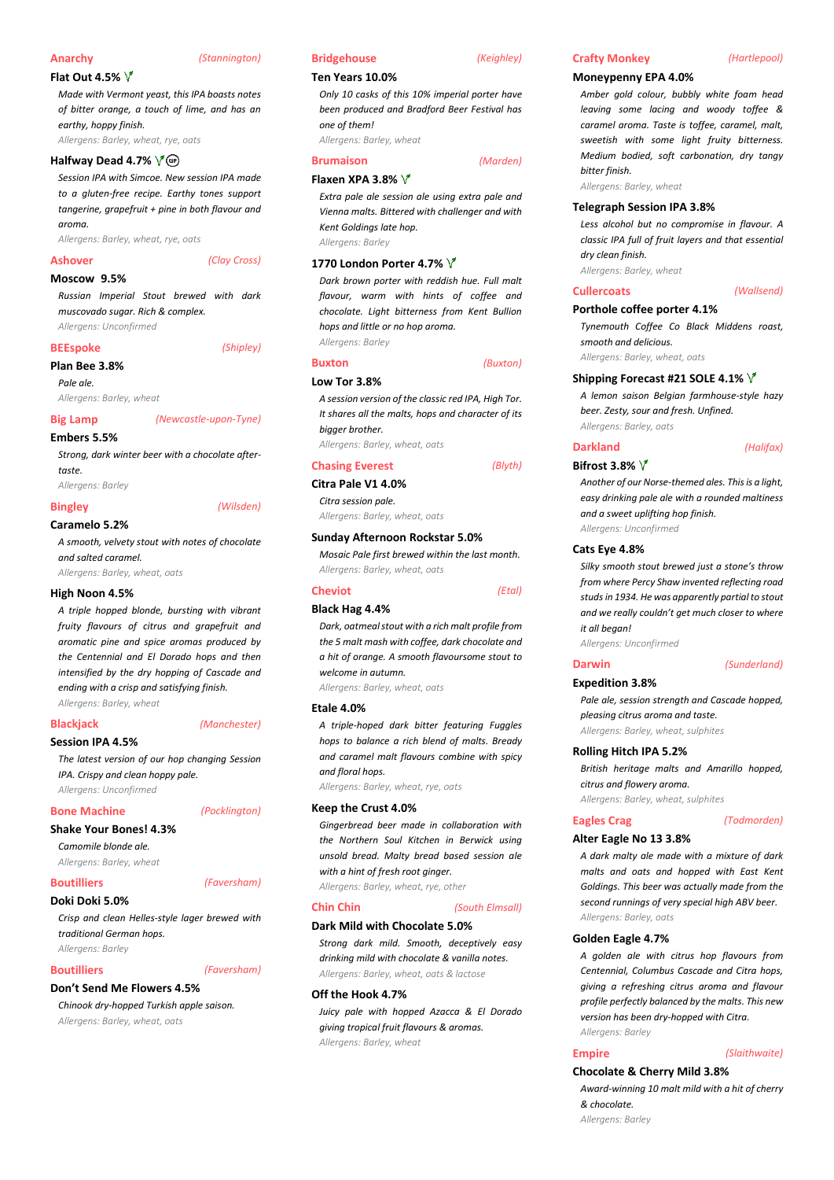### Anarchy *(Stannington)*

**Flat Out 4.5%** 🌱

*Made with Vermont yeast, this IPA boasts notes of bitter orange, a touch of lime, and has an earthy, hoppy finish.*

*Allergens: Barley, wheat, rye, oats*

**Halfway Dead 4.7%** 🌱 GF

*Session IPA with Simcoe. New session IPA made to a gluten-free recipe. Earthy tones support tangerine, grapefruit + pine in both flavour and aroma.*

*Allergens: Barley, wheat, rye, oats*

### Ashover *(Clay Cross)*

**Moscow 9.5%**

*Russian Imperial Stout brewed with dark muscovado sugar. Rich & complex.*

*Allergens: Unconfirmed*

### BEEspoke *(Shipley)*

**Plan Bee 3.8%**

*Pale ale.*

*Allergens: Barley, wheat*

### Big Lamp *(Newcastle-upon-Tyne)*

**Embers 5.5%**

*Strong, dark winter beer with a chocolate after-taste.*

*Allergens: Barley*

### Bingley *(Wilsden)*

**Caramelo 5.2%**

*A smooth, velvety stout with notes of chocolate and salted caramel.*

*Allergens: Barley, wheat, oats*

**High Noon 4.5%**

*A triple hopped blonde, bursting with vibrant fruity flavours of citrus and grapefruit and aromatic pine and spice aromas produced by the Centennial and El Dorado hops and then intensified by the dry hopping of Cascade and ending with a crisp and satisfying finish.*

*Allergens: Barley, wheat*

### Blackjack *(Manchester)*

**Session IPA 4.5%**

*The latest version of our hop changing Session IPA. Crispy and clean hoppy pale.*

*Allergens: Unconfirmed*

### Bone Machine *(Pocklington)*

**Shake Your Bones! 4.3%**

*Camomile blonde ale.*

*Allergens: Barley, wheat*

### Boutilliers *(Faversham)*

**Doki Doki 5.0%**

*Crisp and clean Helles-style lager brewed with traditional German hops.*

*Allergens: Barley*

### Boutilliers *(Faversham)*

**Don't Send Me Flowers 4.5%**

*Chinook dry-hopped Turkish apple saison.*

*Allergens: Barley, wheat, oats*

### Bridgehouse *(Keighley)*

**Ten Years 10.0%**

*Only 10 casks of this 10% imperial porter have been produced and Bradford Beer Festival has one of them!*

*Allergens: Barley, wheat*

### Brumaison *(Marden)*

**Flaxen XPA 3.8%** 🌱

*Extra pale ale session ale using extra pale and Vienna malts. Bittered with challenger and with Kent Goldings late hop.*

*Allergens: Barley*

**1770 London Porter 4.7%** 🌱

*Dark brown porter with reddish hue. Full malt flavour, warm with hints of coffee and chocolate. Light bitterness from Kent Bullion hops and little or no hop aroma.*

*Allergens: Barley*

### Buxton *(Buxton)*

**Low Tor 3.8%**

*A session version of the classic red IPA, High Tor. It shares all the malts, hops and character of its bigger brother.*

*Allergens: Barley, wheat, oats*

### Chasing Everest *(Blyth)*

**Citra Pale V1 4.0%**

*Citra session pale.*

*Allergens: Barley, wheat, oats*

**Sunday Afternoon Rockstar 5.0%**

*Mosaic Pale first brewed within the last month.*

*Allergens: Barley, wheat, oats*

### Cheviot *(Etal)*

**Black Hag 4.4%**

*Dark, oatmeal stout with a rich malt profile from the 5 malt mash with coffee, dark chocolate and a hit of orange. A smooth flavoursome stout to welcome in autumn.*

*Allergens: Barley, wheat, oats*

**Etale 4.0%**

*A triple-hoped dark bitter featuring Fuggles hops to balance a rich blend of malts. Bready and caramel malt flavours combine with spicy and floral hops.*

*Allergens: Barley, wheat, rye, oats*

**Keep the Crust 4.0%**

*Gingerbread beer made in collaboration with the Northern Soul Kitchen in Berwick using unsold bread. Malty bread based session ale with a hint of fresh root ginger.*

*Allergens: Barley, wheat, rye, other*

### Chin Chin *(South Elmsall)*

**Dark Mild with Chocolate 5.0%**

*Strong dark mild. Smooth, deceptively easy drinking mild with chocolate & vanilla notes.*

*Allergens: Barley, wheat, oats & lactose*

**Off the Hook 4.7%**

*Juicy pale with hopped Azacca & El Dorado giving tropical fruit flavours & aromas.*

*Allergens: Barley, wheat*

### Crafty Monkey *(Hartlepool)*

**Moneypenny EPA 4.0%**

*Amber gold colour, bubbly white foam head leaving some lacing and woody toffee & caramel aroma. Taste is toffee, caramel, malt, sweetish with some light fruity bitterness. Medium bodied, soft carbonation, dry tangy bitter finish.*

*Allergens: Barley, wheat*

**Telegraph Session IPA 3.8%**

*Less alcohol but no compromise in flavour. A classic IPA full of fruit layers and that essential dry clean finish.*

*Allergens: Barley, wheat*

### Cullercoats *(Wallsend)*

**Porthole coffee porter 4.1%**

*Tynemouth Coffee Co Black Middens roast, smooth and delicious.*

*Allergens: Barley, wheat, oats*

**Shipping Forecast #21 SOLE 4.1%** 🌱

*A lemon saison Belgian farmhouse-style hazy beer. Zesty, sour and fresh. Unfined.*

*Allergens: Barley, oats*

### Darkland *(Halifax)*

**Bifrost 3.8%** 🌱

*Another of our Norse-themed ales. This is a light, easy drinking pale ale with a rounded maltiness and a sweet uplifting hop finish.*

*Allergens: Unconfirmed*

**Cats Eye 4.8%**

*Silky smooth stout brewed just a stone's throw from where Percy Shaw invented reflecting road studs in 1934. He was apparently partial to stout and we really couldn't get much closer to where it all began!*

*Allergens: Unconfirmed*

### Darwin *(Sunderland)*

**Expedition 3.8%**

*Pale ale, session strength and Cascade hopped, pleasing citrus aroma and taste.*

*Allergens: Barley, wheat, sulphites*

**Rolling Hitch IPA 5.2%**

*British heritage malts and Amarillo hopped, citrus and flowery aroma.*

*Allergens: Barley, wheat, sulphites*

### Eagles Crag *(Todmorden)*

**Alter Eagle No 13 3.8%**

*A dark malty ale made with a mixture of dark malts and oats and hopped with East Kent Goldings. This beer was actually made from the second runnings of very special high ABV beer.*

*Allergens: Barley, oats*

**Golden Eagle 4.7%**

*A golden ale with citrus hop flavours from Centennial, Columbus Cascade and Citra hops, giving a refreshing citrus aroma and flavour profile perfectly balanced by the malts. This new version has been dry-hopped with Citra.*

*Allergens: Barley*

### Empire *(Slaithwaite)*

**Chocolate & Cherry Mild 3.8%**

*Award-winning 10 malt mild with a hit of cherry & chocolate.*

*Allergens: Barley*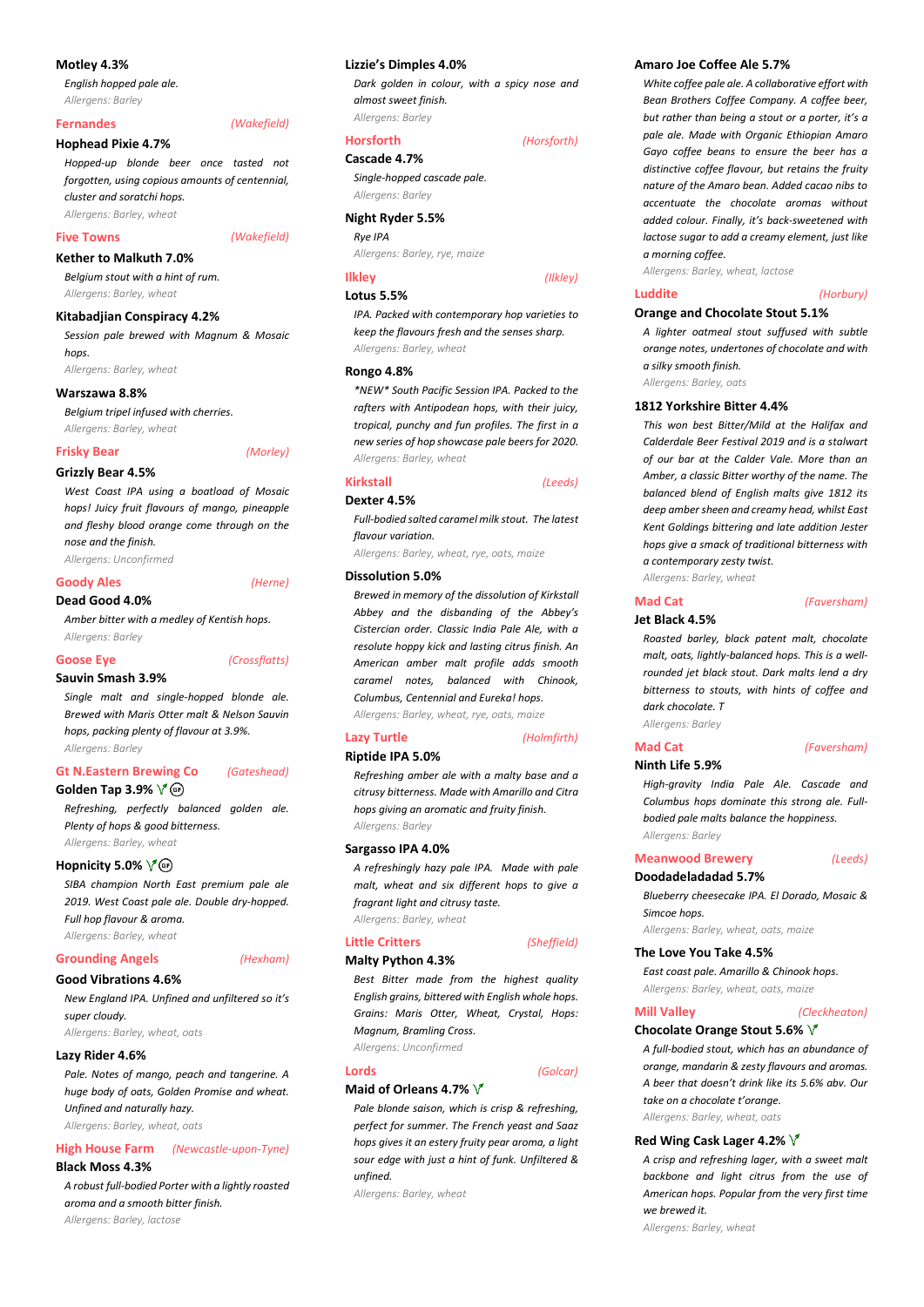**Motley 4.3%**

*English hopped pale ale.*

*Allergens: Barley*

## Fernandes *(Wakefield)*

**Hophead Pixie 4.7%**

*Hopped-up blonde beer once tasted not forgotten, using copious amounts of centennial, cluster and soratchi hops.*

*Allergens: Barley, wheat*

## Five Towns *(Wakefield)*

**Kether to Malkuth 7.0%**

*Belgium stout with a hint of rum.*

*Allergens: Barley, wheat*

**Kitabadjian Conspiracy 4.2%**

*Session pale brewed with Magnum & Mosaic hops.*

*Allergens: Barley, wheat*

**Warszawa 8.8%**

*Belgium tripel infused with cherries.*

*Allergens: Barley, wheat*

## Frisky Bear *(Morley)*

**Grizzly Bear 4.5%**

*West Coast IPA using a boatload of Mosaic hops! Juicy fruit flavours of mango, pineapple and fleshy blood orange come through on the nose and the finish.*

*Allergens: Unconfirmed*

## Goody Ales *(Herne)*

**Dead Good 4.0%**

*Amber bitter with a medley of Kentish hops.*

*Allergens: Barley*

## Goose Eye *(Crossflatts)*

**Sauvin Smash 3.9%**

*Single malt and single-hopped blonde ale. Brewed with Maris Otter malt & Nelson Sauvin hops, packing plenty of flavour at 3.9%.*

*Allergens: Barley*

## Gt N.Eastern Brewing Co *(Gateshead)*

**Golden Tap 3.9%** (V) (GF)

*Refreshing, perfectly balanced golden ale. Plenty of hops & good bitterness.*

*Allergens: Barley, wheat*

**Hopnicity 5.0%** (V) (GF)

*SIBA champion North East premium pale ale 2019. West Coast pale ale. Double dry-hopped. Full hop flavour & aroma.*

*Allergens: Barley, wheat*

## Grounding Angels *(Hexham)*

**Good Vibrations 4.6%**

*New England IPA. Unfined and unfiltered so it's super cloudy.*

*Allergens: Barley, wheat, oats*

**Lazy Rider 4.6%**

*Pale. Notes of mango, peach and tangerine. A huge body of oats, Golden Promise and wheat. Unfined and naturally hazy.*

*Allergens: Barley, wheat, oats*

## High House Farm *(Newcastle-upon-Tyne)*

**Black Moss 4.3%**

*A robust full-bodied Porter with a lightly roasted aroma and a smooth bitter finish.*

*Allergens: Barley, lactose*

**Lizzie's Dimples 4.0%**

*Dark golden in colour, with a spicy nose and almost sweet finish.*

*Allergens: Barley*

## Horsforth *(Horsforth)*

**Cascade 4.7%**

*Single-hopped cascade pale.*

*Allergens: Barley*

**Night Ryder 5.5%**

*Rye IPA*

*Allergens: Barley, rye, maize*

## Ilkley *(Ilkley)*

**Lotus 5.5%**

*IPA. Packed with contemporary hop varieties to keep the flavours fresh and the senses sharp.*

*Allergens: Barley, wheat*

**Rongo 4.8%**

*\*NEW\* South Pacific Session IPA. Packed to the rafters with Antipodean hops, with their juicy, tropical, punchy and fun profiles. The first in a new series of hop showcase pale beers for 2020.*

*Allergens: Barley, wheat*

## Kirkstall *(Leeds)*

**Dexter 4.5%**

*Full-bodied salted caramel milk stout. The latest flavour variation.*

*Allergens: Barley, wheat, rye, oats, maize*

**Dissolution 5.0%**

*Brewed in memory of the dissolution of Kirkstall Abbey and the disbanding of the Abbey's Cistercian order. Classic India Pale Ale, with a resolute hoppy kick and lasting citrus finish. An American amber malt profile adds smooth caramel notes, balanced with Chinook, Columbus, Centennial and Eureka! hops.*

*Allergens: Barley, wheat, rye, oats, maize*

## Lazy Turtle *(Holmfirth)*

**Riptide IPA 5.0%**

*Refreshing amber ale with a malty base and a citrusy bitterness. Made with Amarillo and Citra hops giving an aromatic and fruity finish.*

*Allergens: Barley*

**Sargasso IPA 4.0%**

*A refreshingly hazy pale IPA. Made with pale malt, wheat and six different hops to give a fragrant light and citrussy taste.*

*Allergens: Barley, wheat*

## Little Critters *(Sheffield)*

**Malty Python 4.3%**

*Best Bitter made from the highest quality English grains, bittered with English whole hops. Grains: Maris Otter, Wheat, Crystal, Hops: Magnum, Bramling Cross.*

*Allergens: Unconfirmed*

## Lords *(Golcar)*

**Maid of Orleans 4.7%** (V)

*Pale blonde saison, which is crisp & refreshing, perfect for summer. The French yeast and Saaz hops gives it an estery fruity pear aroma, a light sour edge with just a hint of funk. Unfiltered & unfined.*

*Allergens: Barley, wheat*

**Amaro Joe Coffee Ale 5.7%**

*White coffee pale ale. A collaborative effort with Bean Brothers Coffee Company. A coffee beer, but rather than being a stout or a porter, it's a pale ale. Made with Organic Ethiopian Amaro Gayo coffee beans to ensure the beer has a distinctive coffee flavour, but retains the fruity nature of the Amaro bean. Added cacao nibs to accentuate the chocolate aromas without added colour. Finally, it's back-sweetened with lactose sugar to add a creamy element, just like a morning coffee.*

*Allergens: Barley, wheat, lactose*

## Luddite *(Horbury)*

**Orange and Chocolate Stout 5.1%**

*A lighter oatmeal stout suffused with subtle orange notes, undertones of chocolate and with a silky smooth finish.*

*Allergens: Barley, oats*

**1812 Yorkshire Bitter 4.4%**

*This won best Bitter/Mild at the Halifax and Calderdale Beer Festival 2019 and is a stalwart of our bar at the Calder Vale. More than an Amber, a classic Bitter worthy of the name. The balanced blend of English malts give 1812 its deep amber sheen and creamy head, whilst East Kent Goldings bittering and late addition Jester hops give a smack of traditional bitterness with a contemporary zesty twist.*

*Allergens: Barley, wheat*

## Mad Cat *(Faversham)*

**Jet Black 4.5%**

*Roasted barley, black patent malt, chocolate malt, oats, lightly-balanced hops. This is a well-rounded jet black stout. Dark malts lend a dry bitterness to stouts, with hints of coffee and dark chocolate. T*

*Allergens: Barley*

## Mad Cat *(Faversham)*

**Ninth Life 5.9%**

*High-gravity India Pale Ale. Cascade and Columbus hops dominate this strong ale. Full-bodied pale malts balance the hoppiness.*

*Allergens: Barley*

## Meanwood Brewery *(Leeds)*

**Doodadeladadad 5.7%**

*Blueberry cheesecake IPA. El Dorado, Mosaic & Simcoe hops.*

*Allergens: Barley, wheat, oats, maize*

**The Love You Take 4.5%**

*East coast pale. Amarillo & Chinook hops.*

*Allergens: Barley, wheat, oats, maize*

## Mill Valley *(Cleckheaton)*

**Chocolate Orange Stout 5.6%** (V)

*A full-bodied stout, which has an abundance of orange, mandarin & zesty flavours and aromas. A beer that doesn't drink like its 5.6% abv. Our take on a chocolate t'orange.*

*Allergens: Barley, wheat, oats*

**Red Wing Cask Lager 4.2%** (V)

*A crisp and refreshing lager, with a sweet malt backbone and light citrus from the use of American hops. Popular from the very first time we brewed it.*

*Allergens: Barley, wheat*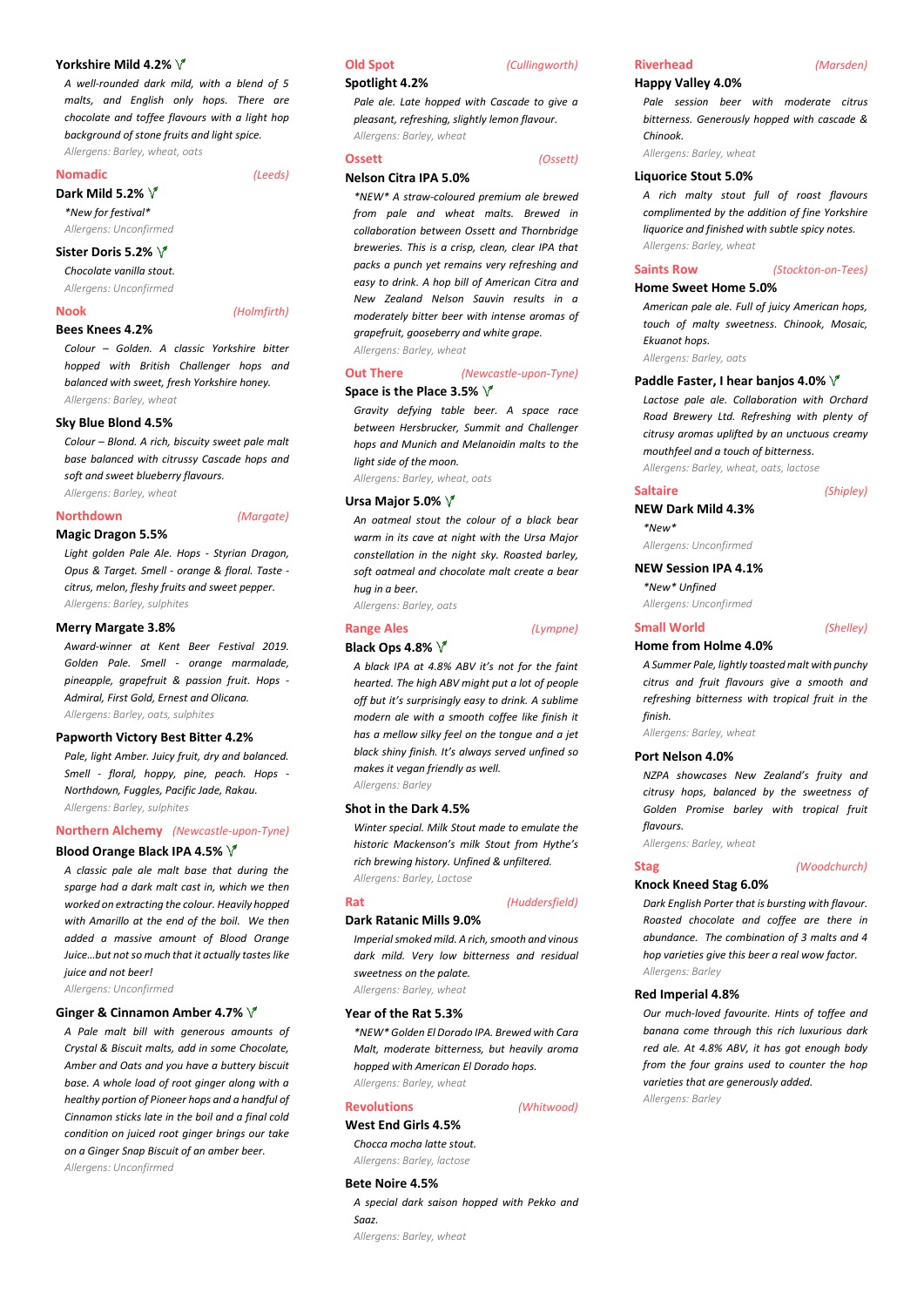**Yorkshire Mild 4.2%** V

*A well-rounded dark mild, with a blend of 5 malts, and English only hops. There are chocolate and toffee flavours with a light hop background of stone fruits and light spice.*

*Allergens: Barley, wheat, oats*

## Nomadic *(Leeds)*

**Dark Mild 5.2%** V

*\*New for festival\**

*Allergens: Unconfirmed*

**Sister Doris 5.2%** V

*Chocolate vanilla stout.*

*Allergens: Unconfirmed*

## Nook *(Holmfirth)*

**Bees Knees 4.2%**

*Colour – Golden. A classic Yorkshire bitter hopped with British Challenger hops and balanced with sweet, fresh Yorkshire honey.*

*Allergens: Barley, wheat*

**Sky Blue Blond 4.5%**

*Colour – Blond. A rich, biscuity sweet pale malt base balanced with citrussy Cascade hops and soft and sweet blueberry flavours.*

*Allergens: Barley, wheat*

## Northdown *(Margate)*

**Magic Dragon 5.5%**

*Light golden Pale Ale. Hops - Styrian Dragon, Opus & Target. Smell - orange & floral. Taste - citrus, melon, fleshy fruits and sweet pepper.*

*Allergens: Barley, sulphites*

**Merry Margate 3.8%**

*Award-winner at Kent Beer Festival 2019. Golden Pale. Smell - orange marmalade, pineapple, grapefruit & passion fruit. Hops - Admiral, First Gold, Ernest and Olicana.*

*Allergens: Barley, oats, sulphites*

**Papworth Victory Best Bitter 4.2%**

*Pale, light Amber. Juicy fruit, dry and balanced. Smell - floral, hoppy, pine, peach. Hops - Northdown, Fuggles, Pacific Jade, Rakau.*

*Allergens: Barley, sulphites*

## Northern Alchemy *(Newcastle-upon-Tyne)*

**Blood Orange Black IPA 4.5%** V

*A classic pale ale malt base that during the sparge had a dark malt cast in, which we then worked on extracting the colour. Heavily hopped with Amarillo at the end of the boil. We then added a massive amount of Blood Orange Juice…but not so much that it actually tastes like juice and not beer!*

*Allergens: Unconfirmed*

**Ginger & Cinnamon Amber 4.7%** V

*A Pale malt bill with generous amounts of Crystal & Biscuit malts, add in some Chocolate, Amber and Oats and you have a buttery biscuit base. A whole load of root ginger along with a healthy portion of Pioneer hops and a handful of Cinnamon sticks late in the boil and a final cold condition on juiced root ginger brings our take on a Ginger Snap Biscuit of an amber beer.*

*Allergens: Unconfirmed*

## Old Spot *(Cullingworth)*

**Spotlight 4.2%**

*Pale ale. Late hopped with Cascade to give a pleasant, refreshing, slightly lemon flavour.*

*Allergens: Barley, wheat*

## Ossett *(Ossett)*

**Nelson Citra IPA 5.0%**

*\*NEW\* A straw-coloured premium ale brewed from pale and wheat malts. Brewed in collaboration between Ossett and Thornbridge breweries. This is a crisp, clean, clear IPA that packs a punch yet remains very refreshing and easy to drink. A hop bill of American Citra and New Zealand Nelson Sauvin results in a moderately bitter beer with intense aromas of grapefruit, gooseberry and white grape.*

*Allergens: Barley, wheat*

## Out There *(Newcastle-upon-Tyne)*

**Space is the Place 3.5%** V

*Gravity defying table beer. A space race between Hersbrucker, Summit and Challenger hops and Munich and Melanoidin malts to the light side of the moon.*

*Allergens: Barley, wheat, oats*

**Ursa Major 5.0%** V

*An oatmeal stout the colour of a black bear warm in its cave at night with the Ursa Major constellation in the night sky. Roasted barley, soft oatmeal and chocolate malt create a bear hug in a beer.*

*Allergens: Barley, oats*

## Range Ales *(Lympne)*

**Black Ops 4.8%** V

*A black IPA at 4.8% ABV it's not for the faint hearted. The high ABV might put a lot of people off but it's surprisingly easy to drink. A sublime modern ale with a smooth coffee like finish it has a mellow silky feel on the tongue and a jet black shiny finish. It's always served unfined so makes it vegan friendly as well.*

*Allergens: Barley*

**Shot in the Dark 4.5%**

*Winter special. Milk Stout made to emulate the historic Mackenson's milk Stout from Hythe's rich brewing history. Unfined & unfiltered.*

*Allergens: Barley, Lactose*

## Rat *(Huddersfield)*

**Dark Ratanic Mills 9.0%**

*Imperial smoked mild. A rich, smooth and vinous dark mild. Very low bitterness and residual sweetness on the palate.*

*Allergens: Barley, wheat*

**Year of the Rat 5.3%**

*\*NEW\* Golden El Dorado IPA. Brewed with Cara Malt, moderate bitterness, but heavily aroma hopped with American El Dorado hops.*

*Allergens: Barley, wheat*

## Revolutions *(Whitwood)*

**West End Girls 4.5%**

*Chocca mocha latte stout.*

*Allergens: Barley, lactose*

**Bete Noire 4.5%**

*A special dark saison hopped with Pekko and Saaz.*

*Allergens: Barley, wheat*

## Riverhead *(Marsden)*

**Happy Valley 4.0%**

*Pale session beer with moderate citrus bitterness. Generously hopped with cascade & Chinook.*

*Allergens: Barley, wheat*

**Liquorice Stout 5.0%**

*A rich malty stout full of roast flavours complimented by the addition of fine Yorkshire liquorice and finished with subtle spicy notes.*

*Allergens: Barley, wheat*

## Saints Row *(Stockton-on-Tees)*

**Home Sweet Home 5.0%**

*American pale ale. Full of juicy American hops, touch of malty sweetness. Chinook, Mosaic, Ekuanot hops.*

*Allergens: Barley, oats*

**Paddle Faster, I hear banjos 4.0%** V

*Lactose pale ale. Collaboration with Orchard Road Brewery Ltd. Refreshing with plenty of citrusy aromas uplifted by an unctuous creamy mouthfeel and a touch of bitterness.*

*Allergens: Barley, wheat, oats, lactose*

## Saltaire *(Shipley)*

**NEW Dark Mild 4.3%**

*\*New\**

*Allergens: Unconfirmed*

**NEW Session IPA 4.1%**

*\*New\* Unfined*

*Allergens: Unconfirmed*

## Small World *(Shelley)*

**Home from Holme 4.0%**

*A Summer Pale, lightly toasted malt with punchy citrus and fruit flavours give a smooth and refreshing bitterness with tropical fruit in the finish.*

*Allergens: Barley, wheat*

**Port Nelson 4.0%**

*NZPA showcases New Zealand's fruity and citrusy hops, balanced by the sweetness of Golden Promise barley with tropical fruit flavours.*

*Allergens: Barley, wheat*

## Stag *(Woodchurch)*

**Knock Kneed Stag 6.0%**

*Dark English Porter that is bursting with flavour. Roasted chocolate and coffee are there in abundance. The combination of 3 malts and 4 hop varieties give this beer a real wow factor.*

*Allergens: Barley*

**Red Imperial 4.8%**

*Our much-loved favourite. Hints of toffee and banana come through this rich luxurious dark red ale. At 4.8% ABV, it has got enough body from the four grains used to counter the hop varieties that are generously added.*

*Allergens: Barley*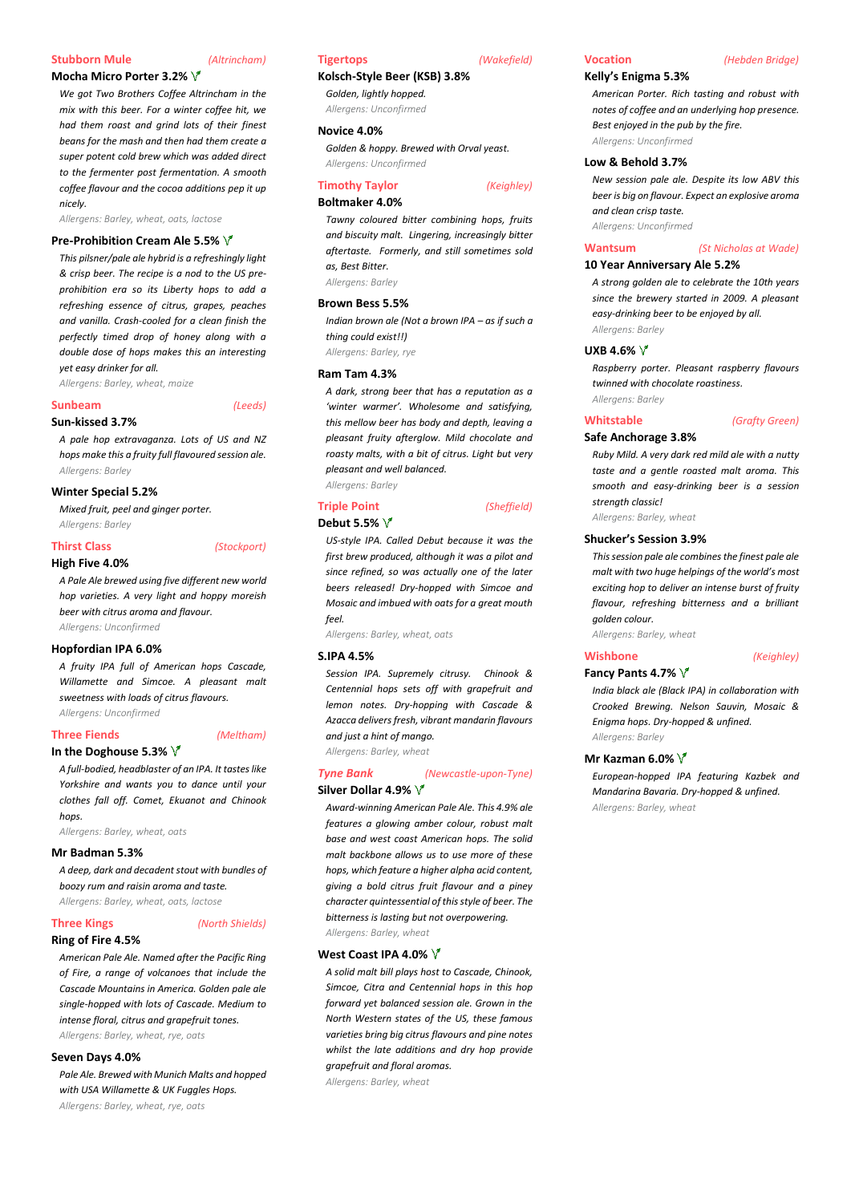## Stubborn Mule *(Altrincham)*

### Mocha Micro Porter 3.2% V

*We got Two Brothers Coffee Altrincham in the mix with this beer. For a winter coffee hit, we had them roast and grind lots of their finest beans for the mash and then had them create a super potent cold brew which was added direct to the fermenter post fermentation. A smooth coffee flavour and the cocoa additions pep it up nicely.*

*Allergens: Barley, wheat, oats, lactose*

### Pre-Prohibition Cream Ale 5.5% V

*This pilsner/pale ale hybrid is a refreshingly light & crisp beer. The recipe is a nod to the US pre-prohibition era so its Liberty hops to add a refreshing essence of citrus, grapes, peaches and vanilla. Crash-cooled for a clean finish the perfectly timed drop of honey along with a double dose of hops makes this an interesting yet easy drinker for all.*

*Allergens: Barley, wheat, maize*

## Sunbeam *(Leeds)*

### Sun-kissed 3.7%

*A pale hop extravaganza. Lots of US and NZ hops make this a fruity full flavoured session ale.*

*Allergens: Barley*

### Winter Special 5.2%

*Mixed fruit, peel and ginger porter.*

*Allergens: Barley*

## Thirst Class *(Stockport)*

### High Five 4.0%

*A Pale Ale brewed using five different new world hop varieties. A very light and hoppy moreish beer with citrus aroma and flavour.*

*Allergens: Unconfirmed*

### Hopfordian IPA 6.0%

*A fruity IPA full of American hops Cascade, Willamette and Simcoe. A pleasant malt sweetness with loads of citrus flavours.*

*Allergens: Unconfirmed*

## Three Fiends *(Meltham)*

### In the Doghouse 5.3% V

*A full-bodied, headblaster of an IPA. It tastes like Yorkshire and wants you to dance until your clothes fall off. Comet, Ekuanot and Chinook hops.*

*Allergens: Barley, wheat, oats*

### Mr Badman 5.3%

*A deep, dark and decadent stout with bundles of boozy rum and raisin aroma and taste.*

*Allergens: Barley, wheat, oats, lactose*

## Three Kings *(North Shields)*

### Ring of Fire 4.5%

*American Pale Ale. Named after the Pacific Ring of Fire, a range of volcanoes that include the Cascade Mountains in America. Golden pale ale single-hopped with lots of Cascade. Medium to intense floral, citrus and grapefruit tones.*

*Allergens: Barley, wheat, rye, oats*

### Seven Days 4.0%

*Pale Ale. Brewed with Munich Malts and hopped with USA Willamette & UK Fuggles Hops.*

*Allergens: Barley, wheat, rye, oats*

## Tigertops *(Wakefield)*

### Kolsch-Style Beer (KSB) 3.8%

*Golden, lightly hopped.*

*Allergens: Unconfirmed*

### Novice 4.0%

*Golden & hoppy. Brewed with Orval yeast.*

*Allergens: Unconfirmed*

## Timothy Taylor *(Keighley)*

### Boltmaker 4.0%

*Tawny coloured bitter combining hops, fruits and biscuity malt. Lingering, increasingly bitter aftertaste. Formerly, and still sometimes sold as, Best Bitter.*

*Allergens: Barley*

### Brown Bess 5.5%

*Indian brown ale (Not a brown IPA – as if such a thing could exist!!)*

*Allergens: Barley, rye*

### Ram Tam 4.3%

*A dark, strong beer that has a reputation as a 'winter warmer'. Wholesome and satisfying, this mellow beer has body and depth, leaving a pleasant fruity afterglow. Mild chocolate and roasty malts, with a bit of citrus. Light but very pleasant and well balanced.*

*Allergens: Barley*

## Triple Point *(Sheffield)*

### Debut 5.5% V

*US-style IPA. Called Debut because it was the first brew produced, although it was a pilot and since refined, so was actually one of the later beers released! Dry-hopped with Simcoe and Mosaic and imbued with oats for a great mouth feel.*

*Allergens: Barley, wheat, oats*

### S.IPA 4.5%

*Session IPA. Supremely citrusy. Chinook & Centennial hops sets off with grapefruit and lemon notes. Dry-hopping with Cascade & Azacca delivers fresh, vibrant mandarin flavours and just a hint of mango.*

*Allergens: Barley, wheat*

## *Tyne Bank* *(Newcastle-upon-Tyne)*

### Silver Dollar 4.9% V

*Award-winning American Pale Ale. This 4.9% ale features a glowing amber colour, robust malt base and west coast American hops. The solid malt backbone allows us to use more of these hops, which feature a higher alpha acid content, giving a bold citrus fruit flavour and a piney character quintessential of this style of beer. The bitterness is lasting but not overpowering.*

*Allergens: Barley, wheat*

### West Coast IPA 4.0% V

*A solid malt bill plays host to Cascade, Chinook, Simcoe, Citra and Centennial hops in this hop forward yet balanced session ale. Grown in the North Western states of the US, these famous varieties bring big citrus flavours and pine notes whilst the late additions and dry hop provide grapefruit and floral aromas.*

*Allergens: Barley, wheat*

## Vocation *(Hebden Bridge)*

### Kelly's Enigma 5.3%

*American Porter. Rich tasting and robust with notes of coffee and an underlying hop presence. Best enjoyed in the pub by the fire.*

*Allergens: Unconfirmed*

### Low & Behold 3.7%

*New session pale ale. Despite its low ABV this beer is big on flavour. Expect an explosive aroma and clean crisp taste.*

*Allergens: Unconfirmed*

## Wantsum *(St Nicholas at Wade)*

### 10 Year Anniversary Ale 5.2%

*A strong golden ale to celebrate the 10th years since the brewery started in 2009. A pleasant easy-drinking beer to be enjoyed by all.*

*Allergens: Barley*

### UXB 4.6% V

*Raspberry porter. Pleasant raspberry flavours twinned with chocolate roastiness.*

*Allergens: Barley*

## Whitstable *(Grafty Green)*

### Safe Anchorage 3.8%

*Ruby Mild. A very dark red mild ale with a nutty taste and a gentle roasted malt aroma. This smooth and easy-drinking beer is a session strength classic!*

*Allergens: Barley, wheat*

### Shucker's Session 3.9%

*This session pale ale combines the finest pale ale malt with two huge helpings of the world's most exciting hop to deliver an intense burst of fruity flavour, refreshing bitterness and a brilliant golden colour.*

*Allergens: Barley, wheat*

## Wishbone *(Keighley)*

### Fancy Pants 4.7% V

*India black ale (Black IPA) in collaboration with Crooked Brewing. Nelson Sauvin, Mosaic & Enigma hops. Dry-hopped & unfined.*

*Allergens: Barley*

### Mr Kazman 6.0% V

*European-hopped IPA featuring Kazbek and Mandarina Bavaria. Dry-hopped & unfined.*

*Allergens: Barley, wheat*